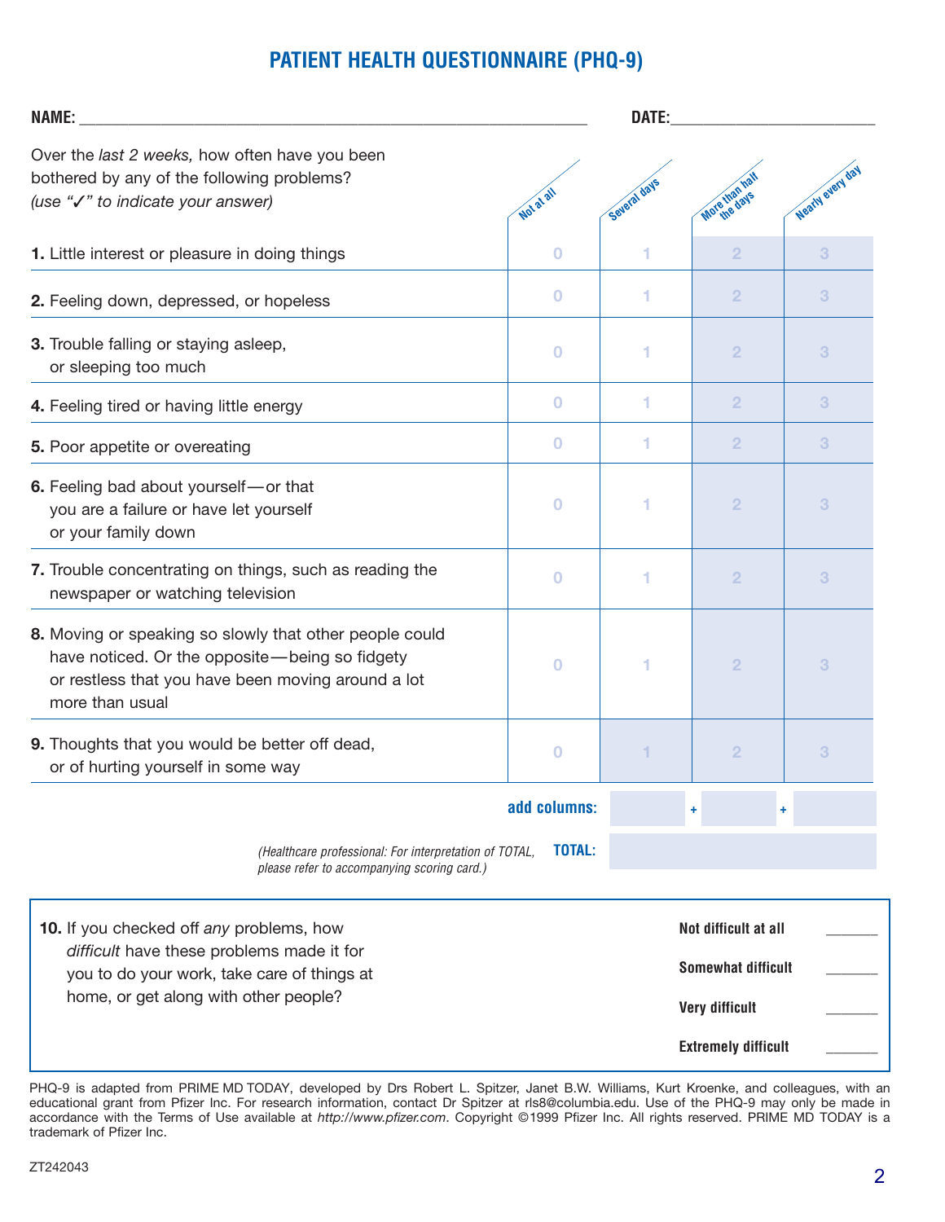# PATIENT HEALTH QUESTIONNAIRE (PHQ-9)

**NAME:** ______________________________ **DATE:** ______________

| Over the *last 2 weeks,* how often have you been bothered by any of the following problems? *(use "✓" to indicate your answer)* | Not at all | Several days | More than half the days | Nearly every day |
|---|---|---|---|---|
| **1.** Little interest or pleasure in doing things | 0 | 1 | 2 | 3 |
| **2.** Feeling down, depressed, or hopeless | 0 | 1 | 2 | 3 |
| **3.** Trouble falling or staying asleep, or sleeping too much | 0 | 1 | 2 | 3 |
| **4.** Feeling tired or having little energy | 0 | 1 | 2 | 3 |
| **5.** Poor appetite or overeating | 0 | 1 | 2 | 3 |
| **6.** Feeling bad about yourself — or that you are a failure or have let yourself or your family down | 0 | 1 | 2 | 3 |
| **7.** Trouble concentrating on things, such as reading the newspaper or watching television | 0 | 1 | 2 | 3 |
| **8.** Moving or speaking so slowly that other people could have noticed. Or the opposite — being so fidgety or restless that you have been moving around a lot more than usual | 0 | 1 | 2 | 3 |
| **9.** Thoughts that you would be better off dead, or of hurting yourself in some way | 0 | 1 | 2 | 3 |
| **add columns:** | | ____ + | ____ + | ____ |
| *(Healthcare professional: For interpretation of TOTAL, please refer to accompanying scoring card.)* **TOTAL:** | | | | |

**10.** If you checked off *any* problems, how *difficult* have these problems made it for you to do your work, take care of things at home, or get along with other people?

- **Not difficult at all** ______
- **Somewhat difficult** ______
- **Very difficult** ______
- **Extremely difficult** ______

PHQ-9 is adapted from PRIME MD TODAY, developed by Drs Robert L. Spitzer, Janet B.W. Williams, Kurt Kroenke, and colleagues, with an educational grant from Pfizer Inc. For research information, contact Dr Spitzer at rls8@columbia.edu. Use of the PHQ-9 may only be made in accordance with the Terms of Use available at *http://www.pfizer.com*. Copyright ©1999 Pfizer Inc. All rights reserved. PRIME MD TODAY is a trademark of Pfizer Inc.

ZT242043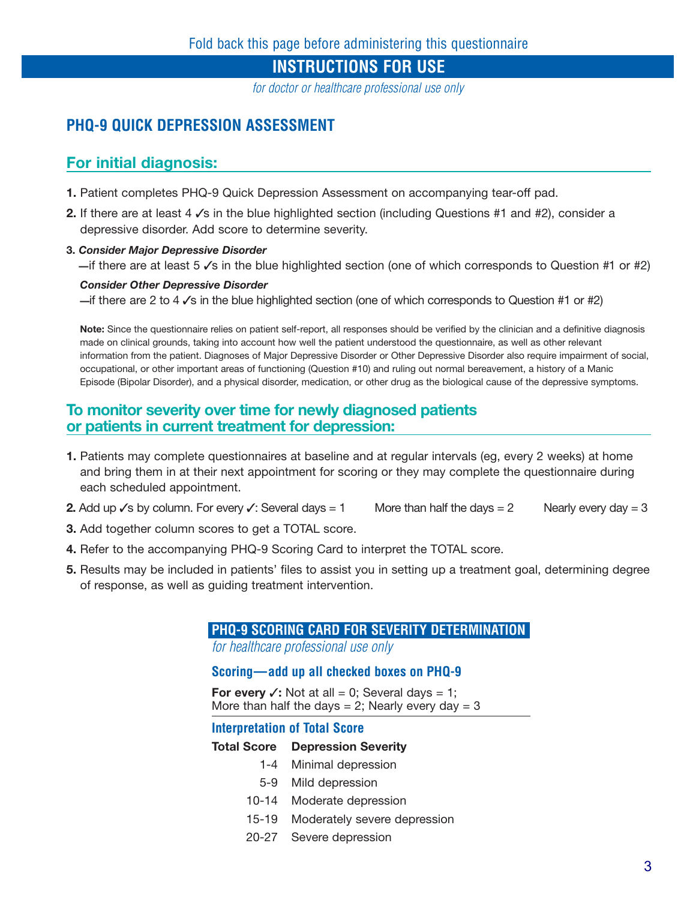Fold back this page before administering this questionnaire

# INSTRUCTIONS FOR USE

*for doctor or healthcare professional use only*

## PHQ-9 QUICK DEPRESSION ASSESSMENT

### For initial diagnosis:

1. Patient completes PHQ-9 Quick Depression Assessment on accompanying tear-off pad.
2. If there are at least 4 ✓s in the blue highlighted section (including Questions #1 and #2), consider a depressive disorder. Add score to determine severity.
3. ***Consider Major Depressive Disorder***
   —if there are at least 5 ✓s in the blue highlighted section (one of which corresponds to Question #1 or #2)

   ***Consider Other Depressive Disorder***
   —if there are 2 to 4 ✓s in the blue highlighted section (one of which corresponds to Question #1 or #2)

**Note:** Since the questionnaire relies on patient self-report, all responses should be verified by the clinician and a definitive diagnosis made on clinical grounds, taking into account how well the patient understood the questionnaire, as well as other relevant information from the patient. Diagnoses of Major Depressive Disorder or Other Depressive Disorder also require impairment of social, occupational, or other important areas of functioning (Question #10) and ruling out normal bereavement, a history of a Manic Episode (Bipolar Disorder), and a physical disorder, medication, or other drug as the biological cause of the depressive symptoms.

### To monitor severity over time for newly diagnosed patients or patients in current treatment for depression:

1. Patients may complete questionnaires at baseline and at regular intervals (eg, every 2 weeks) at home and bring them in at their next appointment for scoring or they may complete the questionnaire during each scheduled appointment.
2. Add up ✓s by column. For every ✓: Several days = 1 More than half the days = 2 Nearly every day = 3
3. Add together column scores to get a TOTAL score.
4. Refer to the accompanying PHQ-9 Scoring Card to interpret the TOTAL score.
5. Results may be included in patients' files to assist you in setting up a treatment goal, determining degree of response, as well as guiding treatment intervention.

### PHQ-9 SCORING CARD FOR SEVERITY DETERMINATION

*for healthcare professional use only*

**Scoring—add up all checked boxes on PHQ-9**

**For every ✓:** Not at all = 0; Several days = 1; More than half the days = 2; Nearly every day = 3

**Interpretation of Total Score**

| Total Score | Depression Severity |
|---|---|
| 1-4 | Minimal depression |
| 5-9 | Mild depression |
| 10-14 | Moderate depression |
| 15-19 | Moderately severe depression |
| 20-27 | Severe depression |